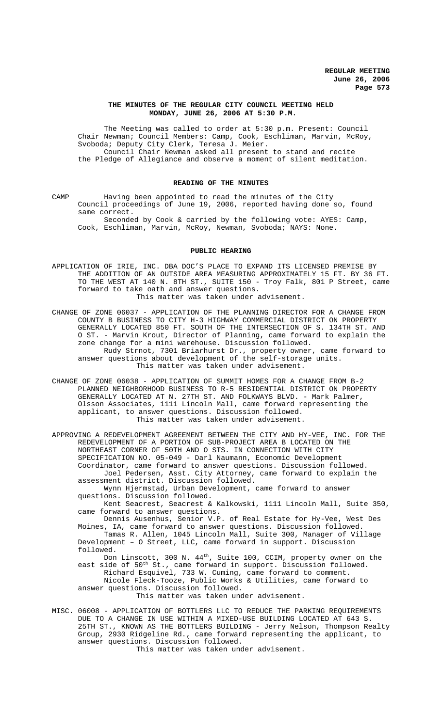**THE MINUTES OF THE REGULAR CITY COUNCIL MEETING HELD MONDAY, JUNE 26, 2006 AT 5:30 P.M.**

The Meeting was called to order at 5:30 p.m. Present: Council Chair Newman; Council Members: Camp, Cook, Eschliman, Marvin, McRoy, Svoboda; Deputy City Clerk, Teresa J. Meier.

Council Chair Newman asked all present to stand and recite the Pledge of Allegiance and observe a moment of silent meditation.

**READING OF THE MINUTES**

CAMP Having been appointed to read the minutes of the City Council proceedings of June 19, 2006, reported having done so, found same correct.

Seconded by Cook & carried by the following vote: AYES: Camp, Cook, Eschliman, Marvin, McRoy, Newman, Svoboda; NAYS: None.

**PUBLIC HEARING**

APPLICATION OF IRIE, INC. DBA DOC'S PLACE TO EXPAND ITS LICENSED PREMISE BY THE ADDITION OF AN OUTSIDE AREA MEASURING APPROXIMATELY 15 FT. BY 36 FT. TO THE WEST AT 140 N. 8TH ST., SUITE 150 - Troy Falk, 801 P Street, came forward to take oath and answer questions.

This matter was taken under advisement.

CHANGE OF ZONE 06037 - APPLICATION OF THE PLANNING DIRECTOR FOR A CHANGE FROM COUNTY B BUSINESS TO CITY H-3 HIGHWAY COMMERCIAL DISTRICT ON PROPERTY GENERALLY LOCATED 850 FT. SOUTH OF THE INTERSECTION OF S. 134TH ST. AND O ST. - Marvin Krout, Director of Planning, came forward to explain the zone change for a mini warehouse. Discussion followed.

Rudy Strnot, 7301 Briarhurst Dr., property owner, came forward to answer questions about development of the self-storage units.

This matter was taken under advisement.

CHANGE OF ZONE 06038 - APPLICATION OF SUMMIT HOMES FOR A CHANGE FROM B-2 PLANNED NEIGHBORHOOD BUSINESS TO R-5 RESIDENTIAL DISTRICT ON PROPERTY GENERALLY LOCATED AT N. 27TH ST. AND FOLKWAYS BLVD. - Mark Palmer, Olsson Associates, 1111 Lincoln Mall, came forward representing the applicant, to answer questions. Discussion followed.

This matter was taken under advisement.

APPROVING A REDEVELOPMENT AGREEMENT BETWEEN THE CITY AND HY-VEE, INC. FOR THE REDEVELOPMENT OF A PORTION OF SUB-PROJECT AREA B LOCATED ON THE NORTHEAST CORNER OF 50TH AND O STS. IN CONNECTION WITH CITY SPECIFICATION NO. 05-049 - Darl Naumann, Economic Development Coordinator, came forward to answer questions. Discussion followed.

Joel Pedersen, Asst. City Attorney, came forward to explain the assessment district. Discussion followed.

Wynn Hjermstad, Urban Development, came forward to answer questions. Discussion followed.

Kent Seacrest, Seacrest & Kalkowski, 1111 Lincoln Mall, Suite 350, came forward to answer questions.

Dennis Ausenhus, Senior V.P. of Real Estate for Hy-Vee, West Des Moines, IA, came forward to answer questions. Discussion followed.

Tamas R. Allen, 1045 Lincoln Mall, Suite 300, Manager of Village Development – O Street, LLC, came forward in support. Discussion followed.

Don Linscott, 300 N. 44th, Suite 100, CCIM, property owner on the east side of 50th St., came forward in support. Discussion followed.

Richard Esquivel, 733 W. Cuming, came forward to comment.

Nicole Fleck-Tooze, Public Works & Utilities, came forward to answer questions. Discussion followed.

This matter was taken under advisement.

MISC. 06008 - APPLICATION OF BOTTLERS LLC TO REDUCE THE PARKING REQUIREMENTS DUE TO A CHANGE IN USE WITHIN A MIXED-USE BUILDING LOCATED AT 643 S. 25TH ST., KNOWN AS THE BOTTLERS BUILDING - Jerry Nelson, Thompson Realty Group, 2930 Ridgeline Rd., came forward representing the applicant, to answer questions. Discussion followed.

This matter was taken under advisement.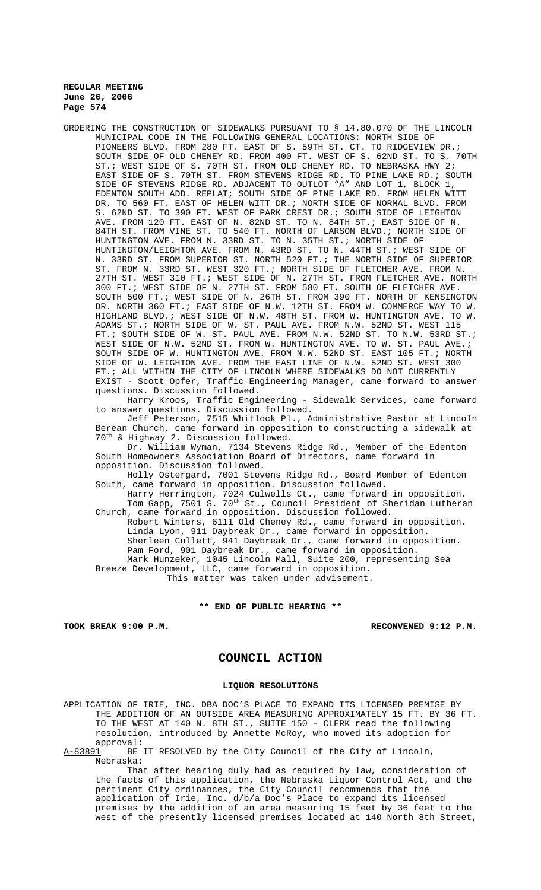ORDERING THE CONSTRUCTION OF SIDEWALKS PURSUANT TO § 14.80.070 OF THE LINCOLN MUNICIPAL CODE IN THE FOLLOWING GENERAL LOCATIONS: NORTH SIDE OF PIONEERS BLVD. FROM 280 FT. EAST OF S. 59TH ST. CT. TO RIDGEVIEW DR.; SOUTH SIDE OF OLD CHENEY RD. FROM 400 FT. WEST OF S. 62ND ST. TO S. 70TH ST.; WEST SIDE OF S. 70TH ST. FROM OLD CHENEY RD. TO NEBRASKA HWY 2; EAST SIDE OF S. 70TH ST. FROM STEVENS RIDGE RD. TO PINE LAKE RD.; SOUTH SIDE OF STEVENS RIDGE RD. ADJACENT TO OUTLOT "A" AND LOT 1, BLOCK 1, EDENTON SOUTH ADD. REPLAT; SOUTH SIDE OF PINE LAKE RD. FROM HELEN WITT DR. TO 560 FT. EAST OF HELEN WITT DR.; NORTH SIDE OF NORMAL BLVD. FROM S. 62ND ST. TO 390 FT. WEST OF PARK CREST DR.; SOUTH SIDE OF LEIGHTON AVE. FROM 120 FT. EAST OF N. 82ND ST. TO N. 84TH ST.; EAST SIDE OF N. 84TH ST. FROM VINE ST. TO 540 FT. NORTH OF LARSON BLVD.; NORTH SIDE OF HUNTINGTON AVE. FROM N. 33RD ST. TO N. 35TH ST.; NORTH SIDE OF HUNTINGTON/LEIGHTON AVE. FROM N. 43RD ST. TO N. 44TH ST.; WEST SIDE OF N. 33RD ST. FROM SUPERIOR ST. NORTH 520 FT.; THE NORTH SIDE OF SUPERIOR ST. FROM N. 33RD ST. WEST 320 FT.; NORTH SIDE OF FLETCHER AVE. FROM N. 27TH ST. WEST 310 FT.; WEST SIDE OF N. 27TH ST. FROM FLETCHER AVE. NORTH 300 FT.; WEST SIDE OF N. 27TH ST. FROM 580 FT. SOUTH OF FLETCHER AVE. SOUTH 500 FT.; WEST SIDE OF N. 26TH ST. FROM 390 FT. NORTH OF KENSINGTON DR. NORTH 360 FT.; EAST SIDE OF N.W. 12TH ST. FROM W. COMMERCE WAY TO W. HIGHLAND BLVD.; WEST SIDE OF N.W. 48TH ST. FROM W. HUNTINGTON AVE. TO W. ADAMS ST.; NORTH SIDE OF W. ST. PAUL AVE. FROM N.W. 52ND ST. WEST 115 FT.; SOUTH SIDE OF W. ST. PAUL AVE. FROM N.W. 52ND ST. TO N.W. 53RD ST.; WEST SIDE OF N.W. 52ND ST. FROM W. HUNTINGTON AVE. TO W. ST. PAUL AVE.; SOUTH SIDE OF W. HUNTINGTON AVE. FROM N.W. 52ND ST. EAST 105 FT.; NORTH SIDE OF W. LEIGHTON AVE. FROM THE EAST LINE OF N.W. 52ND ST. WEST 300 FT.; ALL WITHIN THE CITY OF LINCOLN WHERE SIDEWALKS DO NOT CURRENTLY EXIST - Scott Opfer, Traffic Engineering Manager, came forward to answer questions. Discussion followed.

Harry Kroos, Traffic Engineering - Sidewalk Services, came forward to answer questions. Discussion followed.

Jeff Peterson, 7515 Whitlock Pl., Administrative Pastor at Lincoln Berean Church, came forward in opposition to constructing a sidewalk at 70th & Highway 2. Discussion followed.

Dr. William Wyman, 7134 Stevens Ridge Rd., Member of the Edenton South Homeowners Association Board of Directors, came forward in opposition. Discussion followed.

Holly Ostergard, 7001 Stevens Ridge Rd., Board Member of Edenton South, came forward in opposition. Discussion followed.

Harry Herrington, 7024 Culwells Ct., came forward in opposition.

Tom Gapp, 7501 S. 70th St., Council President of Sheridan Lutheran Church, came forward in opposition. Discussion followed.

Robert Winters, 6111 Old Cheney Rd., came forward in opposition.

Linda Lyon, 911 Daybreak Dr., came forward in opposition.

Sherleen Collett, 941 Daybreak Dr., came forward in opposition.

Pam Ford, 901 Daybreak Dr., came forward in opposition.

Mark Hunzeker, 1045 Lincoln Mall, Suite 200, representing Sea Breeze Development, LLC, came forward in opposition.

This matter was taken under advisement.

**\*\* END OF PUBLIC HEARING \*\***

**TOOK BREAK 9:00 P.M.** **RECONVENED 9:12 P.M.**

## COUNCIL ACTION

### LIQUOR RESOLUTIONS

APPLICATION OF IRIE, INC. DBA DOC'S PLACE TO EXPAND ITS LICENSED PREMISE BY THE ADDITION OF AN OUTSIDE AREA MEASURING APPROXIMATELY 15 FT. BY 36 FT. TO THE WEST AT 140 N. 8TH ST., SUITE 150 - CLERK read the following resolution, introduced by Annette McRoy, who moved its adoption for approval:

A-83891 BE IT RESOLVED by the City Council of the City of Lincoln, Nebraska:

That after hearing duly had as required by law, consideration of the facts of this application, the Nebraska Liquor Control Act, and the pertinent City ordinances, the City Council recommends that the application of Irie, Inc. d/b/a Doc's Place to expand its licensed premises by the addition of an area measuring 15 feet by 36 feet to the west of the presently licensed premises located at 140 North 8th Street,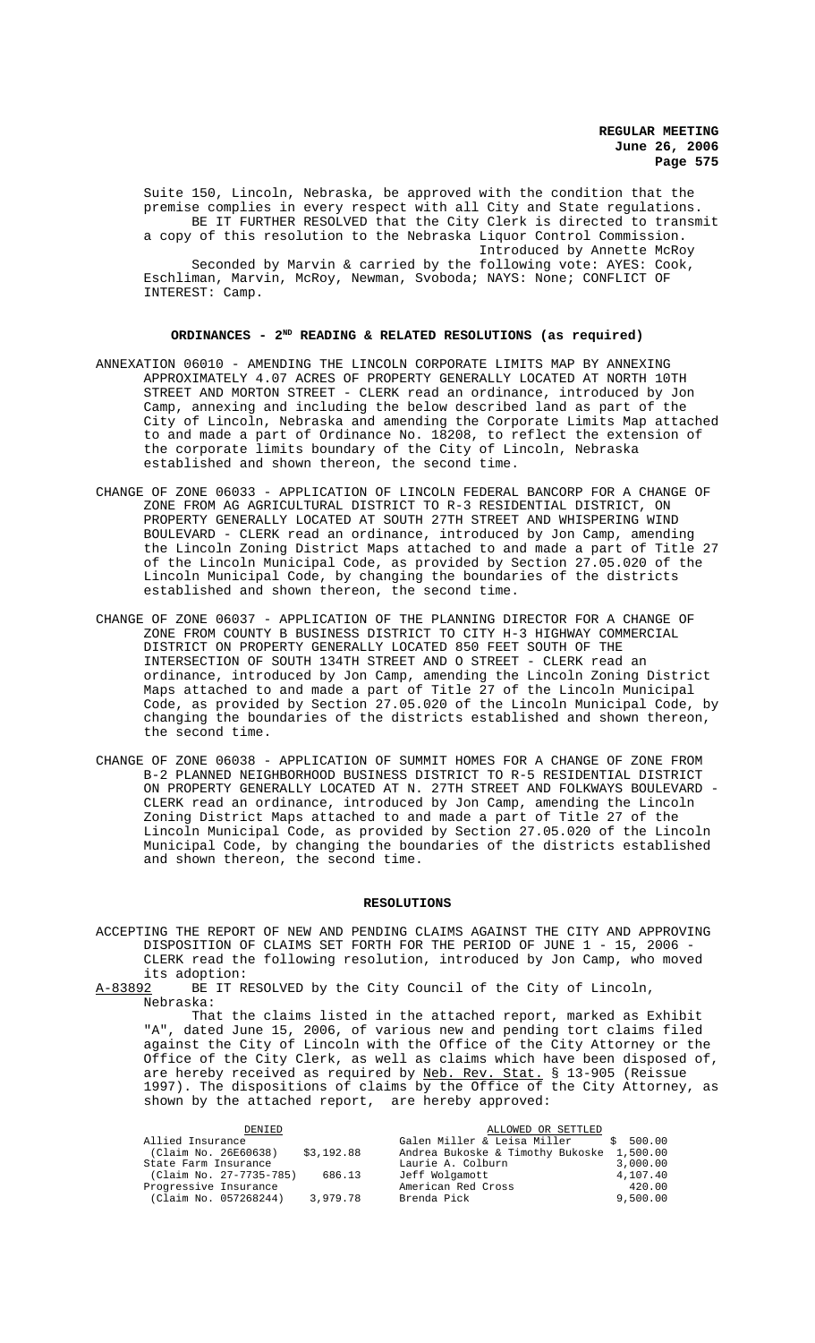Suite 150, Lincoln, Nebraska, be approved with the condition that the premise complies in every respect with all City and State regulations.

BE IT FURTHER RESOLVED that the City Clerk is directed to transmit a copy of this resolution to the Nebraska Liquor Control Commission.

Introduced by Annette McRoy

Seconded by Marvin & carried by the following vote: AYES: Cook, Eschliman, Marvin, McRoy, Newman, Svoboda; NAYS: None; CONFLICT OF INTEREST: Camp.

## ORDINANCES - 2ND READING & RELATED RESOLUTIONS (as required)

ANNEXATION 06010 - AMENDING THE LINCOLN CORPORATE LIMITS MAP BY ANNEXING APPROXIMATELY 4.07 ACRES OF PROPERTY GENERALLY LOCATED AT NORTH 10TH STREET AND MORTON STREET - CLERK read an ordinance, introduced by Jon Camp, annexing and including the below described land as part of the City of Lincoln, Nebraska and amending the Corporate Limits Map attached to and made a part of Ordinance No. 18208, to reflect the extension of the corporate limits boundary of the City of Lincoln, Nebraska established and shown thereon, the second time.

CHANGE OF ZONE 06033 - APPLICATION OF LINCOLN FEDERAL BANCORP FOR A CHANGE OF ZONE FROM AG AGRICULTURAL DISTRICT TO R-3 RESIDENTIAL DISTRICT, ON PROPERTY GENERALLY LOCATED AT SOUTH 27TH STREET AND WHISPERING WIND BOULEVARD - CLERK read an ordinance, introduced by Jon Camp, amending the Lincoln Zoning District Maps attached to and made a part of Title 27 of the Lincoln Municipal Code, as provided by Section 27.05.020 of the Lincoln Municipal Code, by changing the boundaries of the districts established and shown thereon, the second time.

CHANGE OF ZONE 06037 - APPLICATION OF THE PLANNING DIRECTOR FOR A CHANGE OF ZONE FROM COUNTY B BUSINESS DISTRICT TO CITY H-3 HIGHWAY COMMERCIAL DISTRICT ON PROPERTY GENERALLY LOCATED 850 FEET SOUTH OF THE INTERSECTION OF SOUTH 134TH STREET AND O STREET - CLERK read an ordinance, introduced by Jon Camp, amending the Lincoln Zoning District Maps attached to and made a part of Title 27 of the Lincoln Municipal Code, as provided by Section 27.05.020 of the Lincoln Municipal Code, by changing the boundaries of the districts established and shown thereon, the second time.

CHANGE OF ZONE 06038 - APPLICATION OF SUMMIT HOMES FOR A CHANGE OF ZONE FROM B-2 PLANNED NEIGHBORHOOD BUSINESS DISTRICT TO R-5 RESIDENTIAL DISTRICT ON PROPERTY GENERALLY LOCATED AT N. 27TH STREET AND FOLKWAYS BOULEVARD - CLERK read an ordinance, introduced by Jon Camp, amending the Lincoln Zoning District Maps attached to and made a part of Title 27 of the Lincoln Municipal Code, as provided by Section 27.05.020 of the Lincoln Municipal Code, by changing the boundaries of the districts established and shown thereon, the second time.

## RESOLUTIONS

ACCEPTING THE REPORT OF NEW AND PENDING CLAIMS AGAINST THE CITY AND APPROVING DISPOSITION OF CLAIMS SET FORTH FOR THE PERIOD OF JUNE 1 - 15, 2006 - CLERK read the following resolution, introduced by Jon Camp, who moved its adoption:

A-83892 BE IT RESOLVED by the City Council of the City of Lincoln, Nebraska:

That the claims listed in the attached report, marked as Exhibit "A", dated June 15, 2006, of various new and pending tort claims filed against the City of Lincoln with the Office of the City Attorney or the Office of the City Clerk, as well as claims which have been disposed of, are hereby received as required by Neb. Rev. Stat. § 13-905 (Reissue 1997). The dispositions of claims by the Office of the City Attorney, as shown by the attached report, are hereby approved:

| DENIED | | ALLOWED OR SETTLED | |
|---|---|---|---|
| Allied Insurance | | Galen Miller & Leisa Miller | $ 500.00 |
| (Claim No. 26E60638) | $3,192.88 | Andrea Bukoske & Timothy Bukoske | 1,500.00 |
| State Farm Insurance | | Laurie A. Colburn | 3,000.00 |
| (Claim No. 27-7735-785) | 686.13 | Jeff Wolgamott | 4,107.40 |
| Progressive Insurance | | American Red Cross | 420.00 |
| (Claim No. 057268244) | 3,979.78 | Brenda Pick | 9,500.00 |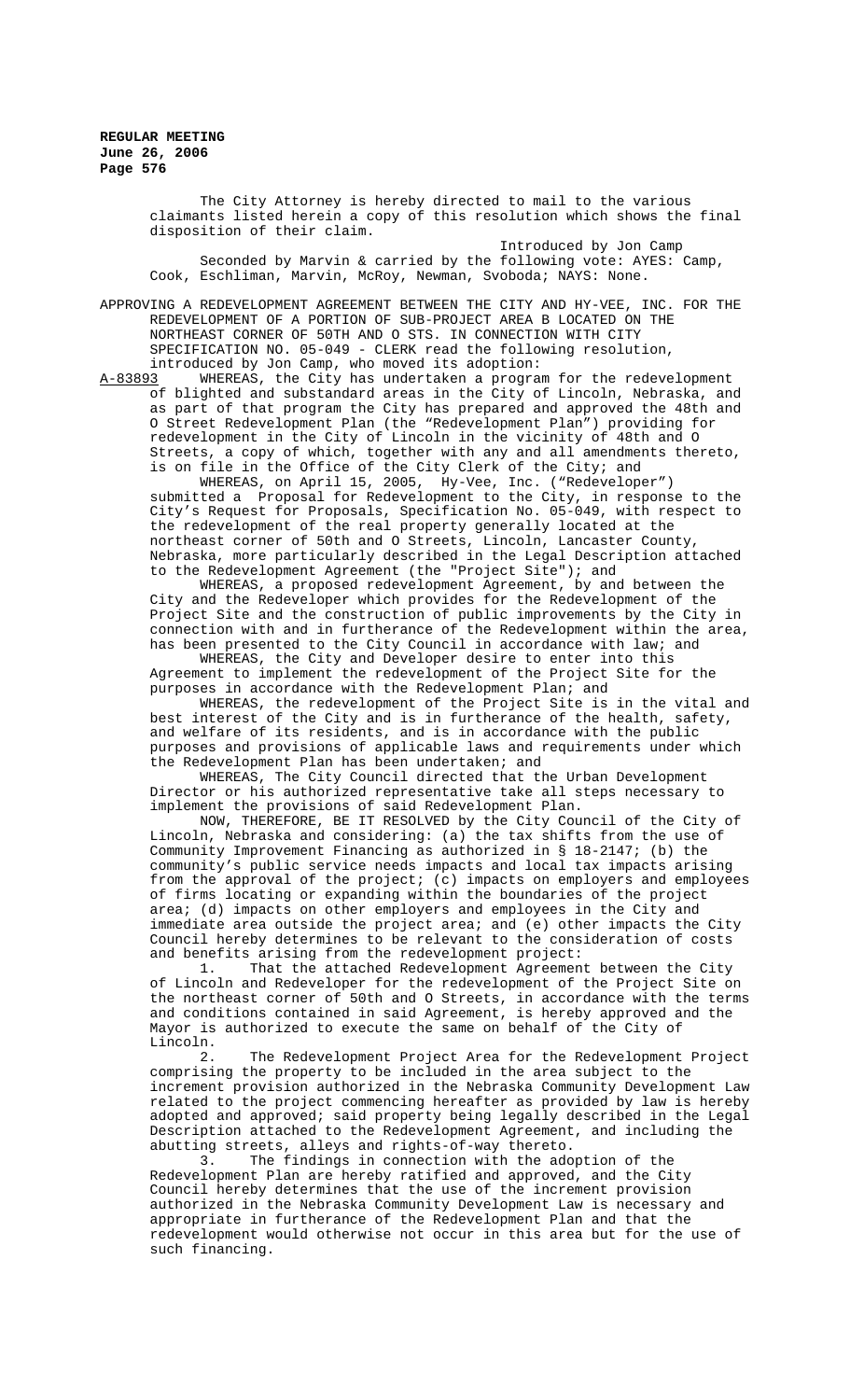The City Attorney is hereby directed to mail to the various claimants listed herein a copy of this resolution which shows the final disposition of their claim.

Introduced by Jon Camp

Seconded by Marvin & carried by the following vote: AYES: Camp, Cook, Eschliman, Marvin, McRoy, Newman, Svoboda; NAYS: None.

APPROVING A REDEVELOPMENT AGREEMENT BETWEEN THE CITY AND HY-VEE, INC. FOR THE REDEVELOPMENT OF A PORTION OF SUB-PROJECT AREA B LOCATED ON THE NORTHEAST CORNER OF 50TH AND O STS. IN CONNECTION WITH CITY SPECIFICATION NO. 05-049 - CLERK read the following resolution, introduced by Jon Camp, who moved its adoption:

A-83893 WHEREAS, the City has undertaken a program for the redevelopment of blighted and substandard areas in the City of Lincoln, Nebraska, and as part of that program the City has prepared and approved the 48th and O Street Redevelopment Plan (the "Redevelopment Plan") providing for redevelopment in the City of Lincoln in the vicinity of 48th and O Streets, a copy of which, together with any and all amendments thereto, is on file in the Office of the City Clerk of the City; and

WHEREAS, on April 15, 2005, Hy-Vee, Inc. ("Redeveloper") submitted a Proposal for Redevelopment to the City, in response to the City's Request for Proposals, Specification No. 05-049, with respect to the redevelopment of the real property generally located at the northeast corner of 50th and O Streets, Lincoln, Lancaster County, Nebraska, more particularly described in the Legal Description attached to the Redevelopment Agreement (the "Project Site"); and

WHEREAS, a proposed redevelopment Agreement, by and between the City and the Redeveloper which provides for the Redevelopment of the Project Site and the construction of public improvements by the City in connection with and in furtherance of the Redevelopment within the area, has been presented to the City Council in accordance with law; and

WHEREAS, the City and Developer desire to enter into this Agreement to implement the redevelopment of the Project Site for the purposes in accordance with the Redevelopment Plan; and

WHEREAS, the redevelopment of the Project Site is in the vital and best interest of the City and is in furtherance of the health, safety, and welfare of its residents, and is in accordance with the public purposes and provisions of applicable laws and requirements under which the Redevelopment Plan has been undertaken; and

WHEREAS, The City Council directed that the Urban Development Director or his authorized representative take all steps necessary to implement the provisions of said Redevelopment Plan.

NOW, THEREFORE, BE IT RESOLVED by the City Council of the City of Lincoln, Nebraska and considering: (a) the tax shifts from the use of Community Improvement Financing as authorized in § 18-2147; (b) the community's public service needs impacts and local tax impacts arising from the approval of the project; (c) impacts on employers and employees of firms locating or expanding within the boundaries of the project area; (d) impacts on other employers and employees in the City and immediate area outside the project area; and (e) other impacts the City Council hereby determines to be relevant to the consideration of costs and benefits arising from the redevelopment project:

1. That the attached Redevelopment Agreement between the City of Lincoln and Redeveloper for the redevelopment of the Project Site on the northeast corner of 50th and O Streets, in accordance with the terms and conditions contained in said Agreement, is hereby approved and the Mayor is authorized to execute the same on behalf of the City of Lincoln.

2. The Redevelopment Project Area for the Redevelopment Project comprising the property to be included in the area subject to the increment provision authorized in the Nebraska Community Development Law related to the project commencing hereafter as provided by law is hereby adopted and approved; said property being legally described in the Legal Description attached to the Redevelopment Agreement, and including the abutting streets, alleys and rights-of-way thereto.

3. The findings in connection with the adoption of the Redevelopment Plan are hereby ratified and approved, and the City Council hereby determines that the use of the increment provision authorized in the Nebraska Community Development Law is necessary and appropriate in furtherance of the Redevelopment Plan and that the redevelopment would otherwise not occur in this area but for the use of such financing.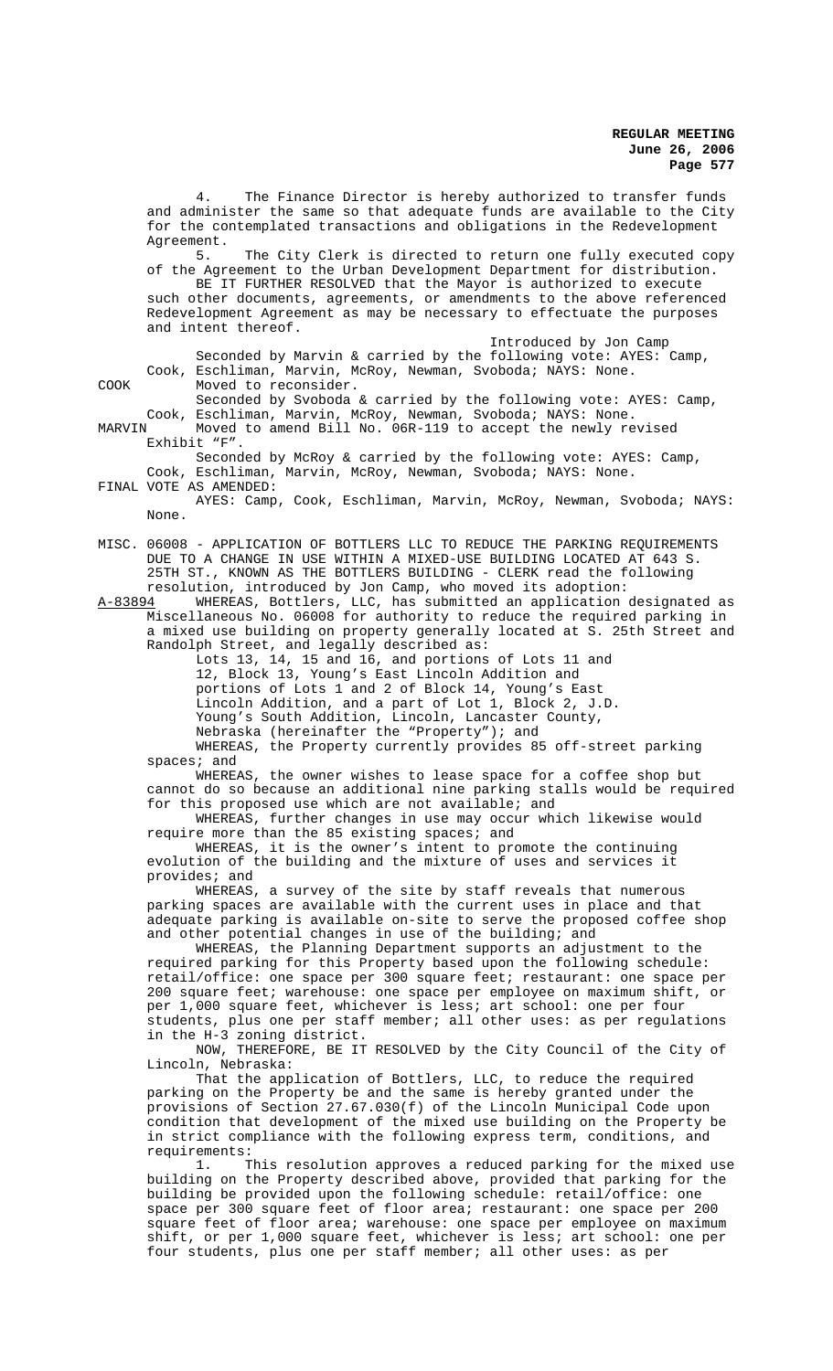4. The Finance Director is hereby authorized to transfer funds and administer the same so that adequate funds are available to the City for the contemplated transactions and obligations in the Redevelopment Agreement.

5. The City Clerk is directed to return one fully executed copy of the Agreement to the Urban Development Department for distribution.

BE IT FURTHER RESOLVED that the Mayor is authorized to execute such other documents, agreements, or amendments to the above referenced Redevelopment Agreement as may be necessary to effectuate the purposes and intent thereof.

Introduced by Jon Camp

Seconded by Marvin & carried by the following vote: AYES: Camp, Cook, Eschliman, Marvin, McRoy, Newman, Svoboda; NAYS: None.

COOK Moved to reconsider.

Seconded by Svoboda & carried by the following vote: AYES: Camp, Cook, Eschliman, Marvin, McRoy, Newman, Svoboda; NAYS: None.

MARVIN Moved to amend Bill No. 06R-119 to accept the newly revised Exhibit "F".

Seconded by McRoy & carried by the following vote: AYES: Camp, Cook, Eschliman, Marvin, McRoy, Newman, Svoboda; NAYS: None.

FINAL VOTE AS AMENDED:

AYES: Camp, Cook, Eschliman, Marvin, McRoy, Newman, Svoboda; NAYS: None.

MISC. 06008 - APPLICATION OF BOTTLERS LLC TO REDUCE THE PARKING REQUIREMENTS DUE TO A CHANGE IN USE WITHIN A MIXED-USE BUILDING LOCATED AT 643 S. 25TH ST., KNOWN AS THE BOTTLERS BUILDING - CLERK read the following resolution, introduced by Jon Camp, who moved its adoption:

A-83894 WHEREAS, Bottlers, LLC, has submitted an application designated as Miscellaneous No. 06008 for authority to reduce the required parking in a mixed use building on property generally located at S. 25th Street and Randolph Street, and legally described as:

Lots 13, 14, 15 and 16, and portions of Lots 11 and 12, Block 13, Young's East Lincoln Addition and portions of Lots 1 and 2 of Block 14, Young's East Lincoln Addition, and a part of Lot 1, Block 2, J.D. Young's South Addition, Lincoln, Lancaster County, Nebraska (hereinafter the "Property"); and

WHEREAS, the Property currently provides 85 off-street parking spaces; and

WHEREAS, the owner wishes to lease space for a coffee shop but cannot do so because an additional nine parking stalls would be required for this proposed use which are not available; and

WHEREAS, further changes in use may occur which likewise would require more than the 85 existing spaces; and

WHEREAS, it is the owner's intent to promote the continuing evolution of the building and the mixture of uses and services it provides; and

WHEREAS, a survey of the site by staff reveals that numerous parking spaces are available with the current uses in place and that adequate parking is available on-site to serve the proposed coffee shop and other potential changes in use of the building; and

WHEREAS, the Planning Department supports an adjustment to the required parking for this Property based upon the following schedule: retail/office: one space per 300 square feet; restaurant: one space per 200 square feet; warehouse: one space per employee on maximum shift, or per 1,000 square feet, whichever is less; art school: one per four students, plus one per staff member; all other uses: as per regulations in the H-3 zoning district.

NOW, THEREFORE, BE IT RESOLVED by the City Council of the City of Lincoln, Nebraska:

That the application of Bottlers, LLC, to reduce the required parking on the Property be and the same is hereby granted under the provisions of Section 27.67.030(f) of the Lincoln Municipal Code upon condition that development of the mixed use building on the Property be in strict compliance with the following express term, conditions, and requirements:

1. This resolution approves a reduced parking for the mixed use building on the Property described above, provided that parking for the building be provided upon the following schedule: retail/office: one space per 300 square feet of floor area; restaurant: one space per 200 square feet of floor area; warehouse: one space per employee on maximum shift, or per 1,000 square feet, whichever is less; art school: one per four students, plus one per staff member; all other uses: as per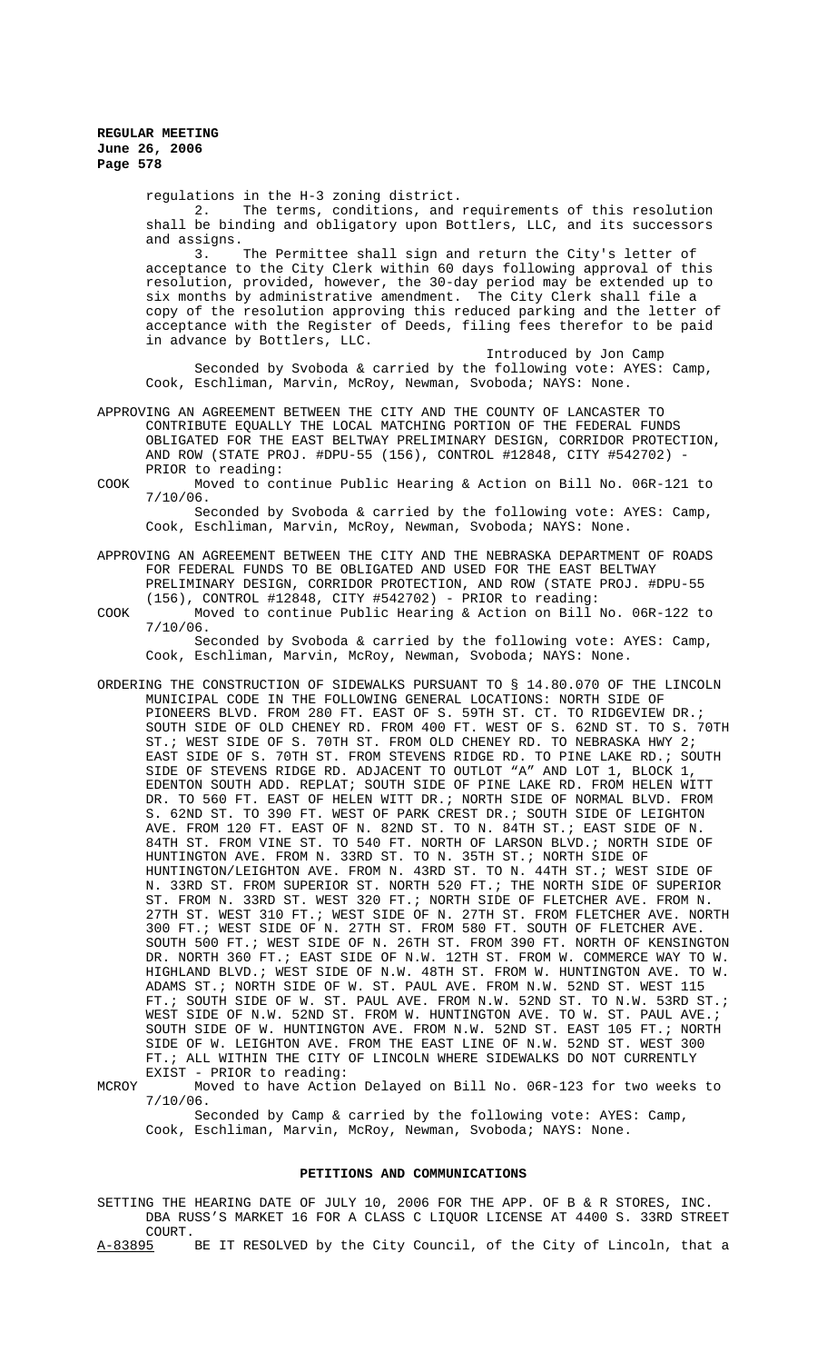regulations in the H-3 zoning district.

2. The terms, conditions, and requirements of this resolution shall be binding and obligatory upon Bottlers, LLC, and its successors and assigns.

3. The Permittee shall sign and return the City's letter of acceptance to the City Clerk within 60 days following approval of this resolution, provided, however, the 30-day period may be extended up to six months by administrative amendment. The City Clerk shall file a copy of the resolution approving this reduced parking and the letter of acceptance with the Register of Deeds, filing fees therefor to be paid in advance by Bottlers, LLC.

Introduced by Jon Camp

Seconded by Svoboda & carried by the following vote: AYES: Camp, Cook, Eschliman, Marvin, McRoy, Newman, Svoboda; NAYS: None.

APPROVING AN AGREEMENT BETWEEN THE CITY AND THE COUNTY OF LANCASTER TO CONTRIBUTE EQUALLY THE LOCAL MATCHING PORTION OF THE FEDERAL FUNDS OBLIGATED FOR THE EAST BELTWAY PRELIMINARY DESIGN, CORRIDOR PROTECTION, AND ROW (STATE PROJ. #DPU-55 (156), CONTROL #12848, CITY #542702) - PRIOR to reading:

COOK Moved to continue Public Hearing & Action on Bill No. 06R-121 to 7/10/06.

Seconded by Svoboda & carried by the following vote: AYES: Camp, Cook, Eschliman, Marvin, McRoy, Newman, Svoboda; NAYS: None.

APPROVING AN AGREEMENT BETWEEN THE CITY AND THE NEBRASKA DEPARTMENT OF ROADS FOR FEDERAL FUNDS TO BE OBLIGATED AND USED FOR THE EAST BELTWAY PRELIMINARY DESIGN, CORRIDOR PROTECTION, AND ROW (STATE PROJ. #DPU-55 (156), CONTROL #12848, CITY #542702) - PRIOR to reading:

COOK Moved to continue Public Hearing & Action on Bill No. 06R-122 to 7/10/06.

Seconded by Svoboda & carried by the following vote: AYES: Camp, Cook, Eschliman, Marvin, McRoy, Newman, Svoboda; NAYS: None.

ORDERING THE CONSTRUCTION OF SIDEWALKS PURSUANT TO § 14.80.070 OF THE LINCOLN MUNICIPAL CODE IN THE FOLLOWING GENERAL LOCATIONS: NORTH SIDE OF PIONEERS BLVD. FROM 280 FT. EAST OF S. 59TH ST. CT. TO RIDGEVIEW DR.; SOUTH SIDE OF OLD CHENEY RD. FROM 400 FT. WEST OF S. 62ND ST. TO S. 70TH ST.; WEST SIDE OF S. 70TH ST. FROM OLD CHENEY RD. TO NEBRASKA HWY 2; EAST SIDE OF S. 70TH ST. FROM STEVENS RIDGE RD. TO PINE LAKE RD.; SOUTH SIDE OF STEVENS RIDGE RD. ADJACENT TO OUTLOT "A" AND LOT 1, BLOCK 1, EDENTON SOUTH ADD. REPLAT; SOUTH SIDE OF PINE LAKE RD. FROM HELEN WITT DR. TO 560 FT. EAST OF HELEN WITT DR.; NORTH SIDE OF NORMAL BLVD. FROM S. 62ND ST. TO 390 FT. WEST OF PARK CREST DR.; SOUTH SIDE OF LEIGHTON AVE. FROM 120 FT. EAST OF N. 82ND ST. TO N. 84TH ST.; EAST SIDE OF N. 84TH ST. FROM VINE ST. TO 540 FT. NORTH OF LARSON BLVD.; NORTH SIDE OF HUNTINGTON AVE. FROM N. 33RD ST. TO N. 35TH ST.; NORTH SIDE OF HUNTINGTON/LEIGHTON AVE. FROM N. 43RD ST. TO N. 44TH ST.; WEST SIDE OF N. 33RD ST. FROM SUPERIOR ST. NORTH 520 FT.; THE NORTH SIDE OF SUPERIOR ST. FROM N. 33RD ST. WEST 320 FT.; NORTH SIDE OF FLETCHER AVE. FROM N. 27TH ST. WEST 310 FT.; WEST SIDE OF N. 27TH ST. FROM FLETCHER AVE. NORTH 300 FT.; WEST SIDE OF N. 27TH ST. FROM 580 FT. SOUTH OF FLETCHER AVE. SOUTH 500 FT.; WEST SIDE OF N. 26TH ST. FROM 390 FT. NORTH OF KENSINGTON DR. NORTH 360 FT.; EAST SIDE OF N.W. 12TH ST. FROM W. COMMERCE WAY TO W. HIGHLAND BLVD.; WEST SIDE OF N.W. 48TH ST. FROM W. HUNTINGTON AVE. TO W. ADAMS ST.; NORTH SIDE OF W. ST. PAUL AVE. FROM N.W. 52ND ST. WEST 115 FT.; SOUTH SIDE OF W. ST. PAUL AVE. FROM N.W. 52ND ST. TO N.W. 53RD ST.; WEST SIDE OF N.W. 52ND ST. FROM W. HUNTINGTON AVE. TO W. ST. PAUL AVE.; SOUTH SIDE OF W. HUNTINGTON AVE. FROM N.W. 52ND ST. EAST 105 FT.; NORTH SIDE OF W. LEIGHTON AVE. FROM THE EAST LINE OF N.W. 52ND ST. WEST 300 FT.; ALL WITHIN THE CITY OF LINCOLN WHERE SIDEWALKS DO NOT CURRENTLY EXIST - PRIOR to reading:

MCROY Moved to have Action Delayed on Bill No. 06R-123 for two weeks to 7/10/06.

Seconded by Camp & carried by the following vote: AYES: Camp, Cook, Eschliman, Marvin, McRoy, Newman, Svoboda; NAYS: None.

## PETITIONS AND COMMUNICATIONS

SETTING THE HEARING DATE OF JULY 10, 2006 FOR THE APP. OF B & R STORES, INC. DBA RUSS'S MARKET 16 FOR A CLASS C LIQUOR LICENSE AT 4400 S. 33RD STREET COURT.

A-83895 BE IT RESOLVED by the City Council, of the City of Lincoln, that a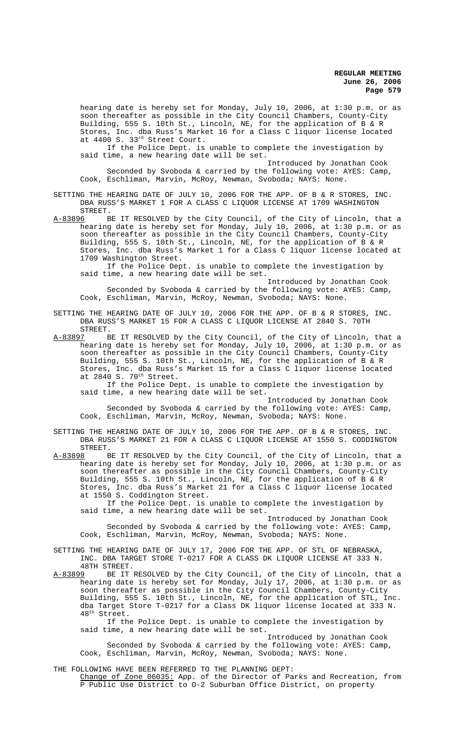hearing date is hereby set for Monday, July 10, 2006, at 1:30 p.m. or as soon thereafter as possible in the City Council Chambers, County-City Building, 555 S. 10th St., Lincoln, NE, for the application of B & R Stores, Inc. dba Russ's Market 16 for a Class C liquor license located at 4400 S. 33rd Street Court.

If the Police Dept. is unable to complete the investigation by said time, a new hearing date will be set.

Introduced by Jonathan Cook

Seconded by Svoboda & carried by the following vote: AYES: Camp, Cook, Eschliman, Marvin, McRoy, Newman, Svoboda; NAYS: None.

SETTING THE HEARING DATE OF JULY 10, 2006 FOR THE APP. OF B & R STORES, INC. DBA RUSS'S MARKET 1 FOR A CLASS C LIQUOR LICENSE AT 1709 WASHINGTON STREET.

A-83896 BE IT RESOLVED by the City Council, of the City of Lincoln, that a hearing date is hereby set for Monday, July 10, 2006, at 1:30 p.m. or as soon thereafter as possible in the City Council Chambers, County-City Building, 555 S. 10th St., Lincoln, NE, for the application of B & R Stores, Inc. dba Russ's Market 1 for a Class C liquor license located at 1709 Washington Street.

If the Police Dept. is unable to complete the investigation by said time, a new hearing date will be set.

Introduced by Jonathan Cook

Seconded by Svoboda & carried by the following vote: AYES: Camp, Cook, Eschliman, Marvin, McRoy, Newman, Svoboda; NAYS: None.

SETTING THE HEARING DATE OF JULY 10, 2006 FOR THE APP. OF B & R STORES, INC. DBA RUSS'S MARKET 15 FOR A CLASS C LIQUOR LICENSE AT 2840 S. 70TH STREET.

A-83897 BE IT RESOLVED by the City Council, of the City of Lincoln, that a hearing date is hereby set for Monday, July 10, 2006, at 1:30 p.m. or as soon thereafter as possible in the City Council Chambers, County-City Building, 555 S. 10th St., Lincoln, NE, for the application of B & R Stores, Inc. dba Russ's Market 15 for a Class C liquor license located at 2840 S. 70th Street.

If the Police Dept. is unable to complete the investigation by said time, a new hearing date will be set.

Introduced by Jonathan Cook

Seconded by Svoboda & carried by the following vote: AYES: Camp, Cook, Eschliman, Marvin, McRoy, Newman, Svoboda; NAYS: None.

SETTING THE HEARING DATE OF JULY 10, 2006 FOR THE APP. OF B & R STORES, INC. DBA RUSS'S MARKET 21 FOR A CLASS C LIQUOR LICENSE AT 1550 S. CODDINGTON STREET.

A-83898 BE IT RESOLVED by the City Council, of the City of Lincoln, that a hearing date is hereby set for Monday, July 10, 2006, at 1:30 p.m. or as soon thereafter as possible in the City Council Chambers, County-City Building, 555 S. 10th St., Lincoln, NE, for the application of B & R Stores, Inc. dba Russ's Market 21 for a Class C liquor license located at 1550 S. Coddington Street.

If the Police Dept. is unable to complete the investigation by said time, a new hearing date will be set.

Introduced by Jonathan Cook

Seconded by Svoboda & carried by the following vote: AYES: Camp, Cook, Eschliman, Marvin, McRoy, Newman, Svoboda; NAYS: None.

SETTING THE HEARING DATE OF JULY 17, 2006 FOR THE APP. OF STL OF NEBRASKA, INC. DBA TARGET STORE T-0217 FOR A CLASS DK LIQUOR LICENSE AT 333 N. 48TH STREET.

A-83899 BE IT RESOLVED by the City Council, of the City of Lincoln, that a hearing date is hereby set for Monday, July 17, 2006, at 1:30 p.m. or as soon thereafter as possible in the City Council Chambers, County-City Building, 555 S. 10th St., Lincoln, NE, for the application of STL, Inc. dba Target Store T-0217 for a Class DK liquor license located at 333 N. 48th Street.

If the Police Dept. is unable to complete the investigation by said time, a new hearing date will be set.

Introduced by Jonathan Cook

Seconded by Svoboda & carried by the following vote: AYES: Camp, Cook, Eschliman, Marvin, McRoy, Newman, Svoboda; NAYS: None.

THE FOLLOWING HAVE BEEN REFERRED TO THE PLANNING DEPT:

Change of Zone 06035: App. of the Director of Parks and Recreation, from P Public Use District to O-2 Suburban Office District, on property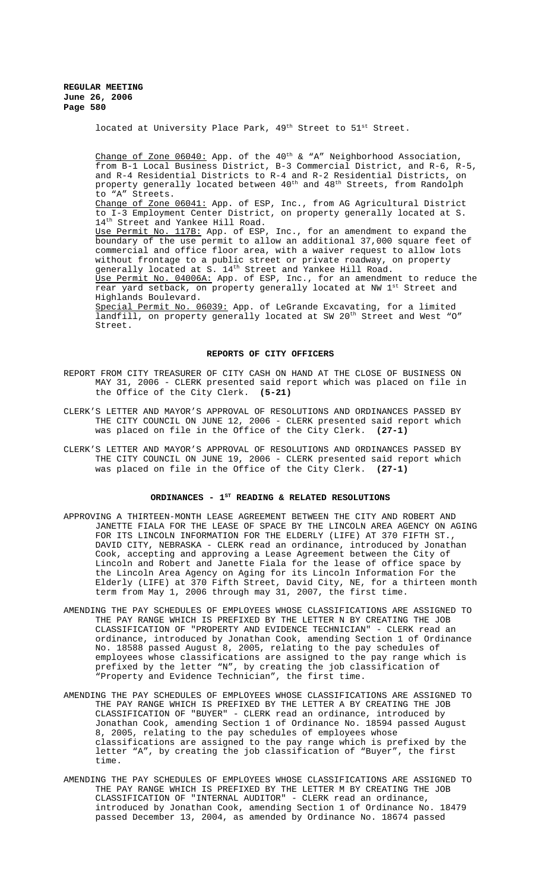located at University Place Park, 49th Street to 51st Street.

Change of Zone 06040: App. of the 40th & "A" Neighborhood Association, from B-1 Local Business District, B-3 Commercial District, and R-6, R-5, and R-4 Residential Districts to R-4 and R-2 Residential Districts, on property generally located between 40th and 48th Streets, from Randolph to "A" Streets.

Change of Zone 06041: App. of ESP, Inc., from AG Agricultural District to I-3 Employment Center District, on property generally located at S. 14th Street and Yankee Hill Road.

Use Permit No. 117B: App. of ESP, Inc., for an amendment to expand the boundary of the use permit to allow an additional 37,000 square feet of commercial and office floor area, with a waiver request to allow lots without frontage to a public street or private roadway, on property generally located at S. 14th Street and Yankee Hill Road.

Use Permit No. 04006A: App. of ESP, Inc., for an amendment to reduce the rear yard setback, on property generally located at NW 1st Street and Highlands Boulevard.

Special Permit No. 06039: App. of LeGrande Excavating, for a limited landfill, on property generally located at SW 20th Street and West "O" Street.

## REPORTS OF CITY OFFICERS

REPORT FROM CITY TREASURER OF CITY CASH ON HAND AT THE CLOSE OF BUSINESS ON MAY 31, 2006 - CLERK presented said report which was placed on file in the Office of the City Clerk. **(5-21)**

CLERK'S LETTER AND MAYOR'S APPROVAL OF RESOLUTIONS AND ORDINANCES PASSED BY THE CITY COUNCIL ON JUNE 12, 2006 - CLERK presented said report which was placed on file in the Office of the City Clerk. **(27-1)**

CLERK'S LETTER AND MAYOR'S APPROVAL OF RESOLUTIONS AND ORDINANCES PASSED BY THE CITY COUNCIL ON JUNE 19, 2006 - CLERK presented said report which was placed on file in the Office of the City Clerk. **(27-1)**

## ORDINANCES - 1ST READING & RELATED RESOLUTIONS

APPROVING A THIRTEEN-MONTH LEASE AGREEMENT BETWEEN THE CITY AND ROBERT AND JANETTE FIALA FOR THE LEASE OF SPACE BY THE LINCOLN AREA AGENCY ON AGING FOR ITS LINCOLN INFORMATION FOR THE ELDERLY (LIFE) AT 370 FIFTH ST., DAVID CITY, NEBRASKA - CLERK read an ordinance, introduced by Jonathan Cook, accepting and approving a Lease Agreement between the City of Lincoln and Robert and Janette Fiala for the lease of office space by the Lincoln Area Agency on Aging for its Lincoln Information For the Elderly (LIFE) at 370 Fifth Street, David City, NE, for a thirteen month term from May 1, 2006 through may 31, 2007, the first time.

AMENDING THE PAY SCHEDULES OF EMPLOYEES WHOSE CLASSIFICATIONS ARE ASSIGNED TO THE PAY RANGE WHICH IS PREFIXED BY THE LETTER N BY CREATING THE JOB CLASSIFICATION OF "PROPERTY AND EVIDENCE TECHNICIAN" - CLERK read an ordinance, introduced by Jonathan Cook, amending Section 1 of Ordinance No. 18588 passed August 8, 2005, relating to the pay schedules of employees whose classifications are assigned to the pay range which is prefixed by the letter "N", by creating the job classification of "Property and Evidence Technician", the first time.

AMENDING THE PAY SCHEDULES OF EMPLOYEES WHOSE CLASSIFICATIONS ARE ASSIGNED TO THE PAY RANGE WHICH IS PREFIXED BY THE LETTER A BY CREATING THE JOB CLASSIFICATION OF "BUYER" - CLERK read an ordinance, introduced by Jonathan Cook, amending Section 1 of Ordinance No. 18594 passed August 8, 2005, relating to the pay schedules of employees whose classifications are assigned to the pay range which is prefixed by the letter "A", by creating the job classification of "Buyer", the first time.

AMENDING THE PAY SCHEDULES OF EMPLOYEES WHOSE CLASSIFICATIONS ARE ASSIGNED TO THE PAY RANGE WHICH IS PREFIXED BY THE LETTER M BY CREATING THE JOB CLASSIFICATION OF "INTERNAL AUDITOR" - CLERK read an ordinance, introduced by Jonathan Cook, amending Section 1 of Ordinance No. 18479 passed December 13, 2004, as amended by Ordinance No. 18674 passed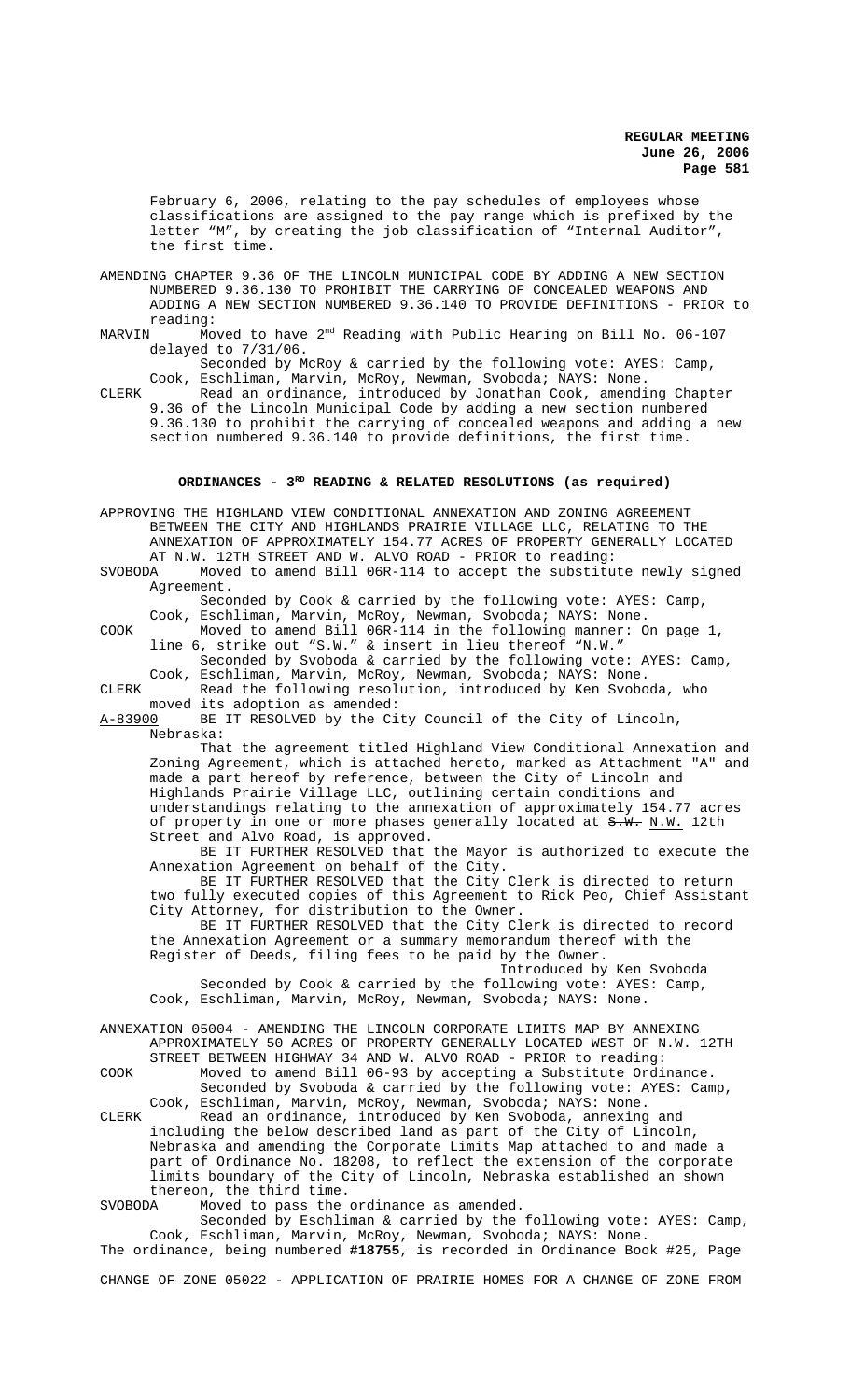February 6, 2006, relating to the pay schedules of employees whose classifications are assigned to the pay range which is prefixed by the letter "M", by creating the job classification of "Internal Auditor", the first time.

AMENDING CHAPTER 9.36 OF THE LINCOLN MUNICIPAL CODE BY ADDING A NEW SECTION NUMBERED 9.36.130 TO PROHIBIT THE CARRYING OF CONCEALED WEAPONS AND ADDING A NEW SECTION NUMBERED 9.36.140 TO PROVIDE DEFINITIONS - PRIOR to reading:

MARVIN Moved to have 2nd Reading with Public Hearing on Bill No. 06-107 delayed to 7/31/06.

Seconded by McRoy & carried by the following vote: AYES: Camp, Cook, Eschliman, Marvin, McRoy, Newman, Svoboda; NAYS: None.

CLERK Read an ordinance, introduced by Jonathan Cook, amending Chapter 9.36 of the Lincoln Municipal Code by adding a new section numbered 9.36.130 to prohibit the carrying of concealed weapons and adding a new section numbered 9.36.140 to provide definitions, the first time.

## ORDINANCES - 3RD READING & RELATED RESOLUTIONS (as required)

APPROVING THE HIGHLAND VIEW CONDITIONAL ANNEXATION AND ZONING AGREEMENT BETWEEN THE CITY AND HIGHLANDS PRAIRIE VILLAGE LLC, RELATING TO THE ANNEXATION OF APPROXIMATELY 154.77 ACRES OF PROPERTY GENERALLY LOCATED AT N.W. 12TH STREET AND W. ALVO ROAD - PRIOR to reading:

SVOBODA Moved to amend Bill 06R-114 to accept the substitute newly signed Agreement.

Seconded by Cook & carried by the following vote: AYES: Camp, Cook, Eschliman, Marvin, McRoy, Newman, Svoboda; NAYS: None.

COOK Moved to amend Bill 06R-114 in the following manner: On page 1, line 6, strike out "S.W." & insert in lieu thereof "N.W."

Seconded by Svoboda & carried by the following vote: AYES: Camp, Cook, Eschliman, Marvin, McRoy, Newman, Svoboda; NAYS: None.

CLERK Read the following resolution, introduced by Ken Svoboda, who moved its adoption as amended:

A-83900 BE IT RESOLVED by the City Council of the City of Lincoln, Nebraska:

That the agreement titled Highland View Conditional Annexation and Zoning Agreement, which is attached hereto, marked as Attachment "A" and made a part hereof by reference, between the City of Lincoln and Highlands Prairie Village LLC, outlining certain conditions and understandings relating to the annexation of approximately 154.77 acres of property in one or more phases generally located at ~~S.W.~~ N.W. 12th Street and Alvo Road, is approved.

BE IT FURTHER RESOLVED that the Mayor is authorized to execute the Annexation Agreement on behalf of the City.

BE IT FURTHER RESOLVED that the City Clerk is directed to return two fully executed copies of this Agreement to Rick Peo, Chief Assistant City Attorney, for distribution to the Owner.

BE IT FURTHER RESOLVED that the City Clerk is directed to record the Annexation Agreement or a summary memorandum thereof with the Register of Deeds, filing fees to be paid by the Owner.

Introduced by Ken Svoboda

Seconded by Cook & carried by the following vote: AYES: Camp, Cook, Eschliman, Marvin, McRoy, Newman, Svoboda; NAYS: None.

ANNEXATION 05004 - AMENDING THE LINCOLN CORPORATE LIMITS MAP BY ANNEXING APPROXIMATELY 50 ACRES OF PROPERTY GENERALLY LOCATED WEST OF N.W. 12TH STREET BETWEEN HIGHWAY 34 AND W. ALVO ROAD - PRIOR to reading:

COOK Moved to amend Bill 06-93 by accepting a Substitute Ordinance.

Seconded by Svoboda & carried by the following vote: AYES: Camp, Cook, Eschliman, Marvin, McRoy, Newman, Svoboda; NAYS: None.

CLERK Read an ordinance, introduced by Ken Svoboda, annexing and including the below described land as part of the City of Lincoln, Nebraska and amending the Corporate Limits Map attached to and made a part of Ordinance No. 18208, to reflect the extension of the corporate limits boundary of the City of Lincoln, Nebraska established an shown thereon, the third time.

SVOBODA Moved to pass the ordinance as amended.

Seconded by Eschliman & carried by the following vote: AYES: Camp, Cook, Eschliman, Marvin, McRoy, Newman, Svoboda; NAYS: None.

The ordinance, being numbered **#18755**, is recorded in Ordinance Book #25, Page

CHANGE OF ZONE 05022 - APPLICATION OF PRAIRIE HOMES FOR A CHANGE OF ZONE FROM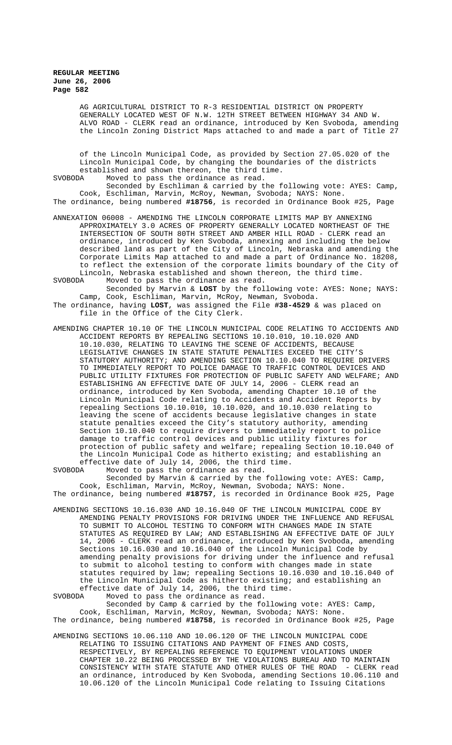AG AGRICULTURAL DISTRICT TO R-3 RESIDENTIAL DISTRICT ON PROPERTY GENERALLY LOCATED WEST OF N.W. 12TH STREET BETWEEN HIGHWAY 34 AND W. ALVO ROAD - CLERK read an ordinance, introduced by Ken Svoboda, amending the Lincoln Zoning District Maps attached to and made a part of Title 27 of the Lincoln Municipal Code, as provided by Section 27.05.020 of the Lincoln Municipal Code, by changing the boundaries of the districts established and shown thereon, the third time.

SVOBODA Moved to pass the ordinance as read.

Seconded by Eschliman & carried by the following vote: AYES: Camp, Cook, Eschliman, Marvin, McRoy, Newman, Svoboda; NAYS: None.

The ordinance, being numbered **#18756**, is recorded in Ordinance Book #25, Page

ANNEXATION 06008 - AMENDING THE LINCOLN CORPORATE LIMITS MAP BY ANNEXING APPROXIMATELY 3.0 ACRES OF PROPERTY GENERALLY LOCATED NORTHEAST OF THE INTERSECTION OF SOUTH 80TH STREET AND AMBER HILL ROAD - CLERK read an ordinance, introduced by Ken Svoboda, annexing and including the below described land as part of the City of Lincoln, Nebraska and amending the Corporate Limits Map attached to and made a part of Ordinance No. 18208, to reflect the extension of the corporate limits boundary of the City of Lincoln, Nebraska established and shown thereon, the third time.

SVOBODA Moved to pass the ordinance as read.

Seconded by Marvin & **LOST** by the following vote: AYES: None; NAYS: Camp, Cook, Eschliman, Marvin, McRoy, Newman, Svoboda.

The ordinance, having **LOST**, was assigned the File **#38-4529** & was placed on file in the Office of the City Clerk.

AMENDING CHAPTER 10.10 OF THE LINCOLN MUNICIPAL CODE RELATING TO ACCIDENTS AND ACCIDENT REPORTS BY REPEALING SECTIONS 10.10.010, 10.10.020 AND 10.10.030, RELATING TO LEAVING THE SCENE OF ACCIDENTS, BECAUSE LEGISLATIVE CHANGES IN STATE STATUTE PENALTIES EXCEED THE CITY'S STATUTORY AUTHORITY; AND AMENDING SECTION 10.10.040 TO REQUIRE DRIVERS TO IMMEDIATELY REPORT TO POLICE DAMAGE TO TRAFFIC CONTROL DEVICES AND PUBLIC UTILITY FIXTURES FOR PROTECTION OF PUBLIC SAFETY AND WELFARE; AND ESTABLISHING AN EFFECTIVE DATE OF JULY 14, 2006 - CLERK read an ordinance, introduced by Ken Svoboda, amending Chapter 10.10 of the Lincoln Municipal Code relating to Accidents and Accident Reports by repealing Sections 10.10.010, 10.10.020, and 10.10.030 relating to leaving the scene of accidents because legislative changes in state statute penalties exceed the City's statutory authority, amending Section 10.10.040 to require drivers to immediately report to police damage to traffic control devices and public utility fixtures for protection of public safety and welfare; repealing Section 10.10.040 of the Lincoln Municipal Code as hitherto existing; and establishing an effective date of July 14, 2006, the third time.

SVOBODA Moved to pass the ordinance as read.

Seconded by Marvin & carried by the following vote: AYES: Camp, Cook, Eschliman, Marvin, McRoy, Newman, Svoboda; NAYS: None.

The ordinance, being numbered **#18757**, is recorded in Ordinance Book #25, Page

AMENDING SECTIONS 10.16.030 AND 10.16.040 OF THE LINCOLN MUNICIPAL CODE BY AMENDING PENALTY PROVISIONS FOR DRIVING UNDER THE INFLUENCE AND REFUSAL TO SUBMIT TO ALCOHOL TESTING TO CONFORM WITH CHANGES MADE IN STATE STATUTES AS REQUIRED BY LAW; AND ESTABLISHING AN EFFECTIVE DATE OF JULY 14, 2006 - CLERK read an ordinance, introduced by Ken Svoboda, amending Sections 10.16.030 and 10.16.040 of the Lincoln Municipal Code by amending penalty provisions for driving under the influence and refusal to submit to alcohol testing to conform with changes made in state statutes required by law; repealing Sections 10.16.030 and 10.16.040 of the Lincoln Municipal Code as hitherto existing; and establishing an effective date of July 14, 2006, the third time.

SVOBODA Moved to pass the ordinance as read.

Seconded by Camp & carried by the following vote: AYES: Camp, Cook, Eschliman, Marvin, McRoy, Newman, Svoboda; NAYS: None.

The ordinance, being numbered **#18758**, is recorded in Ordinance Book #25, Page

AMENDING SECTIONS 10.06.110 AND 10.06.120 OF THE LINCOLN MUNICIPAL CODE RELATING TO ISSUING CITATIONS AND PAYMENT OF FINES AND COSTS, RESPECTIVELY, BY REPEALING REFERENCE TO EQUIPMENT VIOLATIONS UNDER CHAPTER 10.22 BEING PROCESSED BY THE VIOLATIONS BUREAU AND TO MAINTAIN CONSISTENCY WITH STATE STATUTE AND OTHER RULES OF THE ROAD - CLERK read an ordinance, introduced by Ken Svoboda, amending Sections 10.06.110 and 10.06.120 of the Lincoln Municipal Code relating to Issuing Citations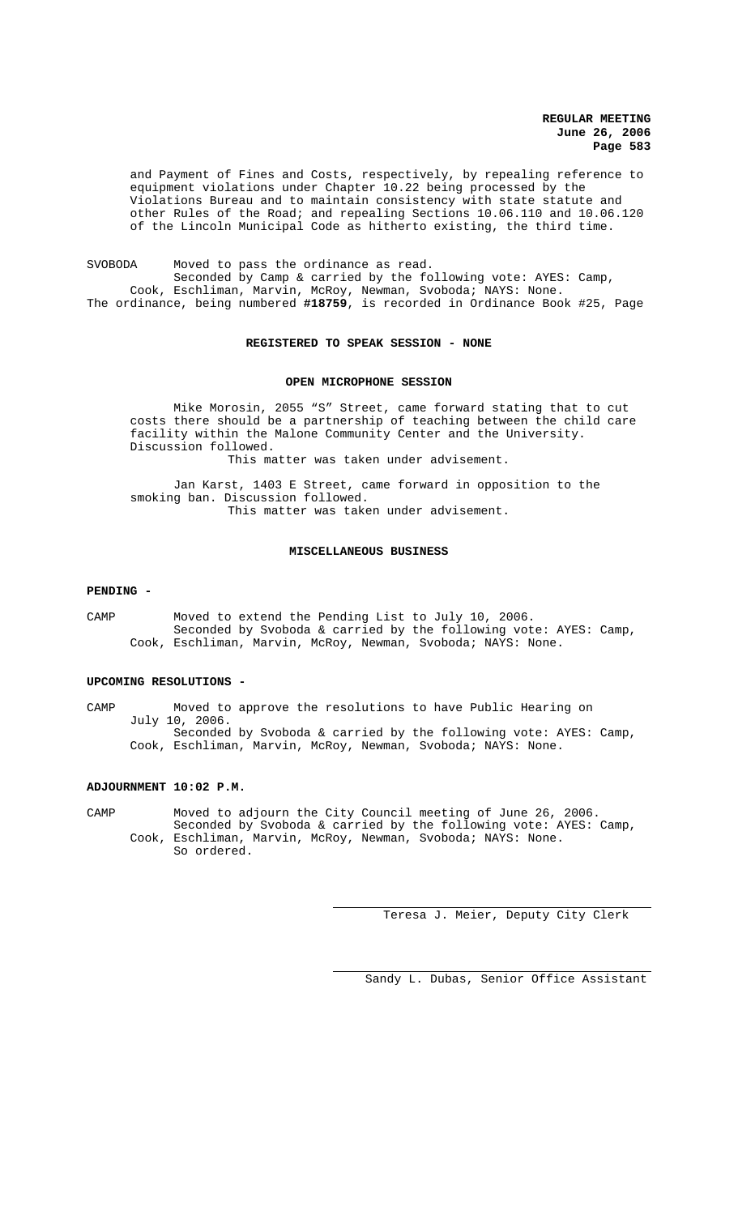and Payment of Fines and Costs, respectively, by repealing reference to equipment violations under Chapter 10.22 being processed by the Violations Bureau and to maintain consistency with state statute and other Rules of the Road; and repealing Sections 10.06.110 and 10.06.120 of the Lincoln Municipal Code as hitherto existing, the third time.

SVOBODA Moved to pass the ordinance as read.
Seconded by Camp & carried by the following vote: AYES: Camp, Cook, Eschliman, Marvin, McRoy, Newman, Svoboda; NAYS: None.
The ordinance, being numbered **#18759**, is recorded in Ordinance Book #25, Page

**REGISTERED TO SPEAK SESSION - NONE**

**OPEN MICROPHONE SESSION**

Mike Morosin, 2055 "S" Street, came forward stating that to cut costs there should be a partnership of teaching between the child care facility within the Malone Community Center and the University. Discussion followed.
This matter was taken under advisement.

Jan Karst, 1403 E Street, came forward in opposition to the smoking ban. Discussion followed.
This matter was taken under advisement.

**MISCELLANEOUS BUSINESS**

**PENDING -**

CAMP Moved to extend the Pending List to July 10, 2006.
Seconded by Svoboda & carried by the following vote: AYES: Camp, Cook, Eschliman, Marvin, McRoy, Newman, Svoboda; NAYS: None.

**UPCOMING RESOLUTIONS -**

CAMP Moved to approve the resolutions to have Public Hearing on July 10, 2006.
Seconded by Svoboda & carried by the following vote: AYES: Camp, Cook, Eschliman, Marvin, McRoy, Newman, Svoboda; NAYS: None.

**ADJOURNMENT 10:02 P.M.**

CAMP Moved to adjourn the City Council meeting of June 26, 2006.
Seconded by Svoboda & carried by the following vote: AYES: Camp, Cook, Eschliman, Marvin, McRoy, Newman, Svoboda; NAYS: None.
So ordered.

Teresa J. Meier, Deputy City Clerk

Sandy L. Dubas, Senior Office Assistant